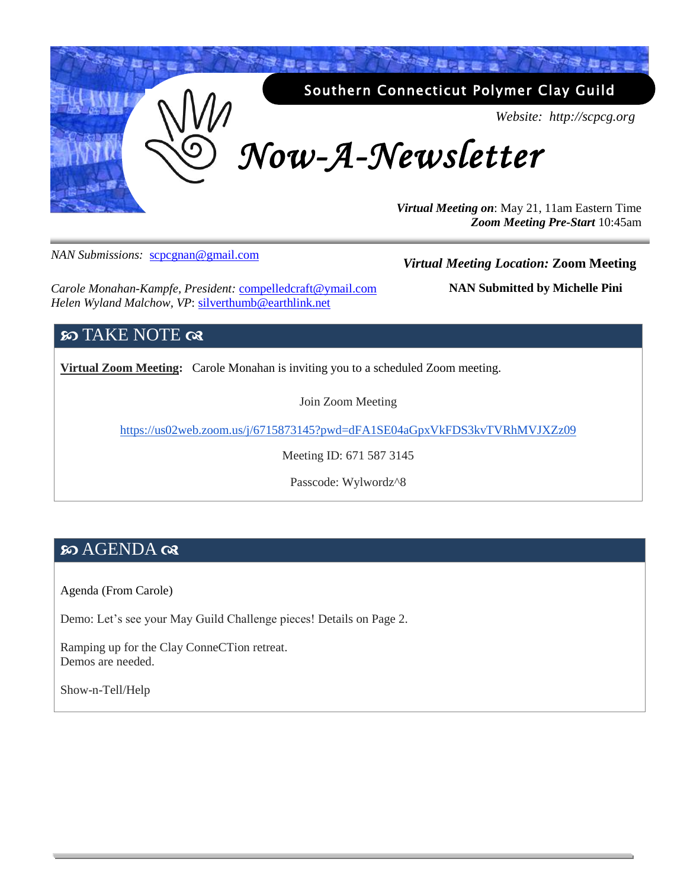**Southern Connecticut Polymer Clay Guild**

*Website: http://scpcg.org*

# *Now-A-Newsletter*

***Virtual Meeting on***: May 21, 11am Eastern Time
***Zoom Meeting Pre-Start*** 10:45am

*NAN Submissions:* scpcgnan@gmail.com

***Virtual Meeting Location:*** **Zoom Meeting**

**NAN Submitted by Michelle Pini**

*Carole Monahan-Kampfe, President:* compelledcraft@ymail.com
*Helen Wyland Malchow, VP*: silverthumb@earthlink.net

## ꕥ TAKE NOTE ꕥ

**Virtual Zoom Meeting:** Carole Monahan is inviting you to a scheduled Zoom meeting.

Join Zoom Meeting

https://us02web.zoom.us/j/6715873145?pwd=dFA1SE04aGpxVkFDS3kvTVRhMVJXZz09

Meeting ID: 671 587 3145

Passcode: Wylwordz^8

## ꕥ AGENDA ꕥ

Agenda (From Carole)

Demo: Let's see your May Guild Challenge pieces! Details on Page 2.

Ramping up for the Clay ConneCTion retreat.
Demos are needed.

Show-n-Tell/Help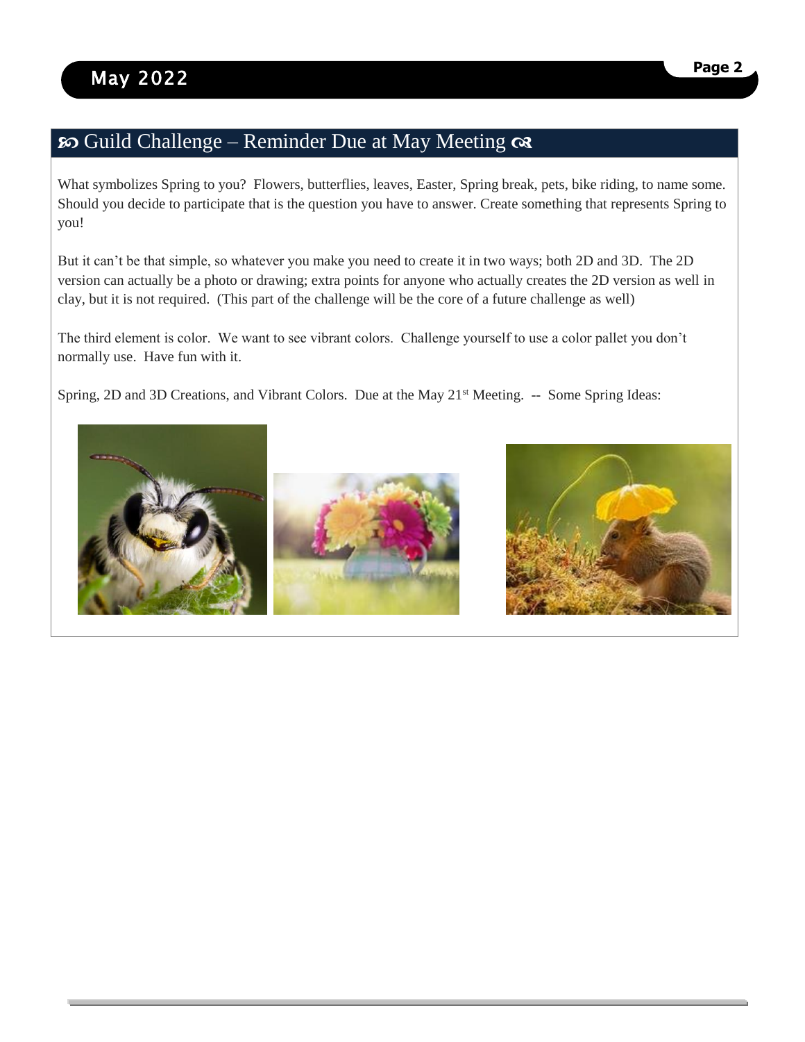## ꧁ Guild Challenge – Reminder Due at May Meeting ꧂

What symbolizes Spring to you? Flowers, butterflies, leaves, Easter, Spring break, pets, bike riding, to name some. Should you decide to participate that is the question you have to answer. Create something that represents Spring to you!

But it can't be that simple, so whatever you make you need to create it in two ways; both 2D and 3D. The 2D version can actually be a photo or drawing; extra points for anyone who actually creates the 2D version as well in clay, but it is not required. (This part of the challenge will be the core of a future challenge as well)

The third element is color. We want to see vibrant colors. Challenge yourself to use a color pallet you don't normally use. Have fun with it.

Spring, 2D and 3D Creations, and Vibrant Colors. Due at the May 21st Meeting. -- Some Spring Ideas: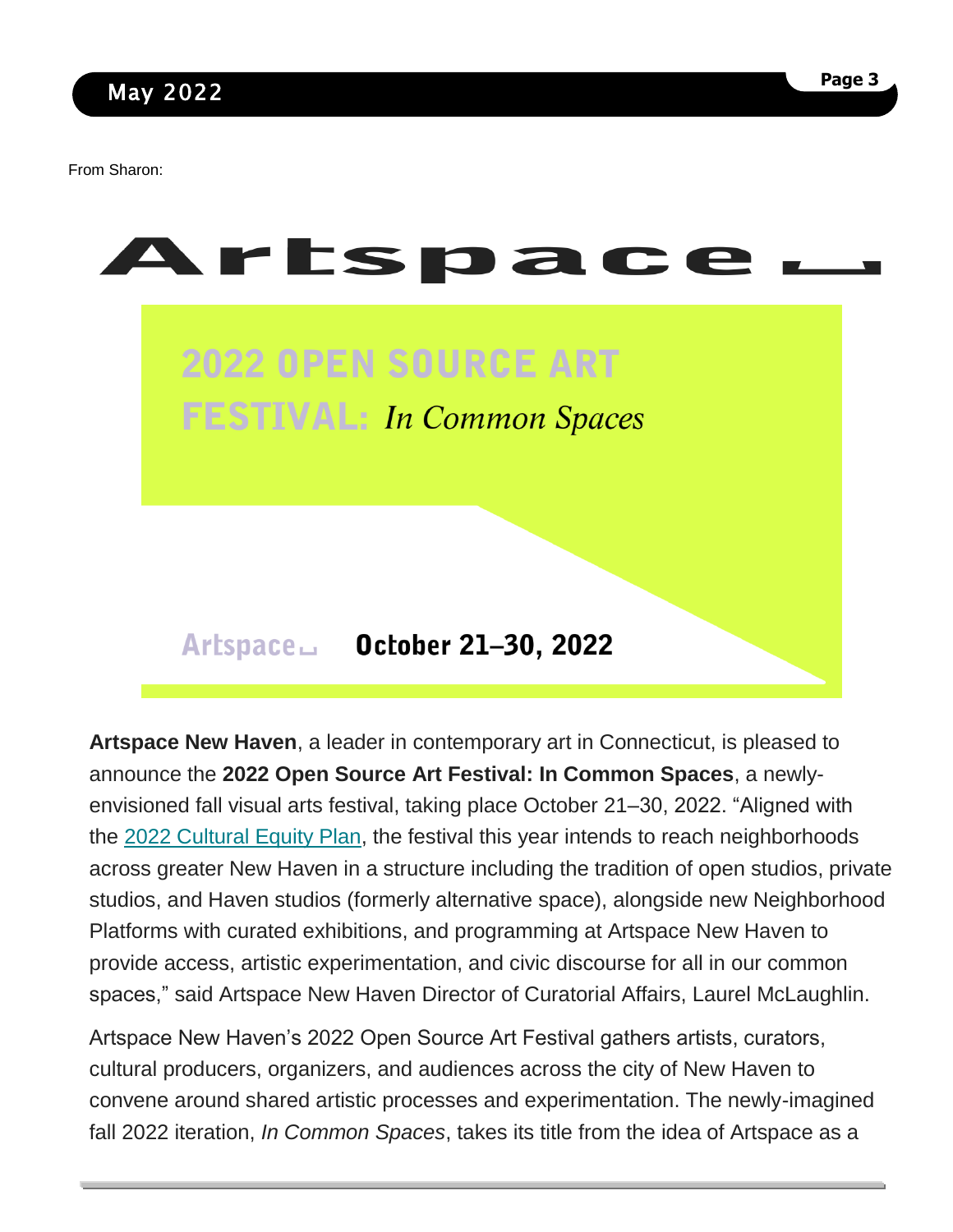From Sharon:

# Artspace

## 2022 OPEN SOURCE ART FESTIVAL: *In Common Spaces*

Artspace **October 21–30, 2022**

**Artspace New Haven**, a leader in contemporary art in Connecticut, is pleased to announce the **2022 Open Source Art Festival: In Common Spaces**, a newly-envisioned fall visual arts festival, taking place October 21–30, 2022. "Aligned with the [2022 Cultural Equity Plan](), the festival this year intends to reach neighborhoods across greater New Haven in a structure including the tradition of open studios, private studios, and Haven studios (formerly alternative space), alongside new Neighborhood Platforms with curated exhibitions, and programming at Artspace New Haven to provide access, artistic experimentation, and civic discourse for all in our common spaces," said Artspace New Haven Director of Curatorial Affairs, Laurel McLaughlin.

Artspace New Haven's 2022 Open Source Art Festival gathers artists, curators, cultural producers, organizers, and audiences across the city of New Haven to convene around shared artistic processes and experimentation. The newly-imagined fall 2022 iteration, *In Common Spaces*, takes its title from the idea of Artspace as a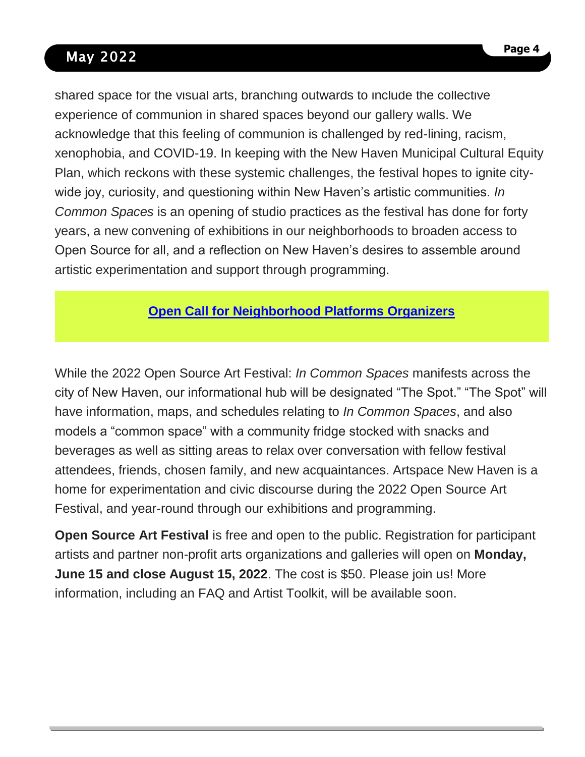shared space for the visual arts, branching outwards to include the collective experience of communion in shared spaces beyond our gallery walls. We acknowledge that this feeling of communion is challenged by red-lining, racism, xenophobia, and COVID-19. In keeping with the New Haven Municipal Cultural Equity Plan, which reckons with these systemic challenges, the festival hopes to ignite city-wide joy, curiosity, and questioning within New Haven's artistic communities. *In Common Spaces* is an opening of studio practices as the festival has done for forty years, a new convening of exhibitions in our neighborhoods to broaden access to Open Source for all, and a reflection on New Haven's desires to assemble around artistic experimentation and support through programming.

**Open Call for Neighborhood Platforms Organizers**

While the 2022 Open Source Art Festival: *In Common Spaces* manifests across the city of New Haven, our informational hub will be designated "The Spot." "The Spot" will have information, maps, and schedules relating to *In Common Spaces*, and also models a "common space" with a community fridge stocked with snacks and beverages as well as sitting areas to relax over conversation with fellow festival attendees, friends, chosen family, and new acquaintances. Artspace New Haven is a home for experimentation and civic discourse during the 2022 Open Source Art Festival, and year-round through our exhibitions and programming.

**Open Source Art Festival** is free and open to the public. Registration for participant artists and partner non-profit arts organizations and galleries will open on **Monday, June 15 and close August 15, 2022**. The cost is $50. Please join us! More information, including an FAQ and Artist Toolkit, will be available soon.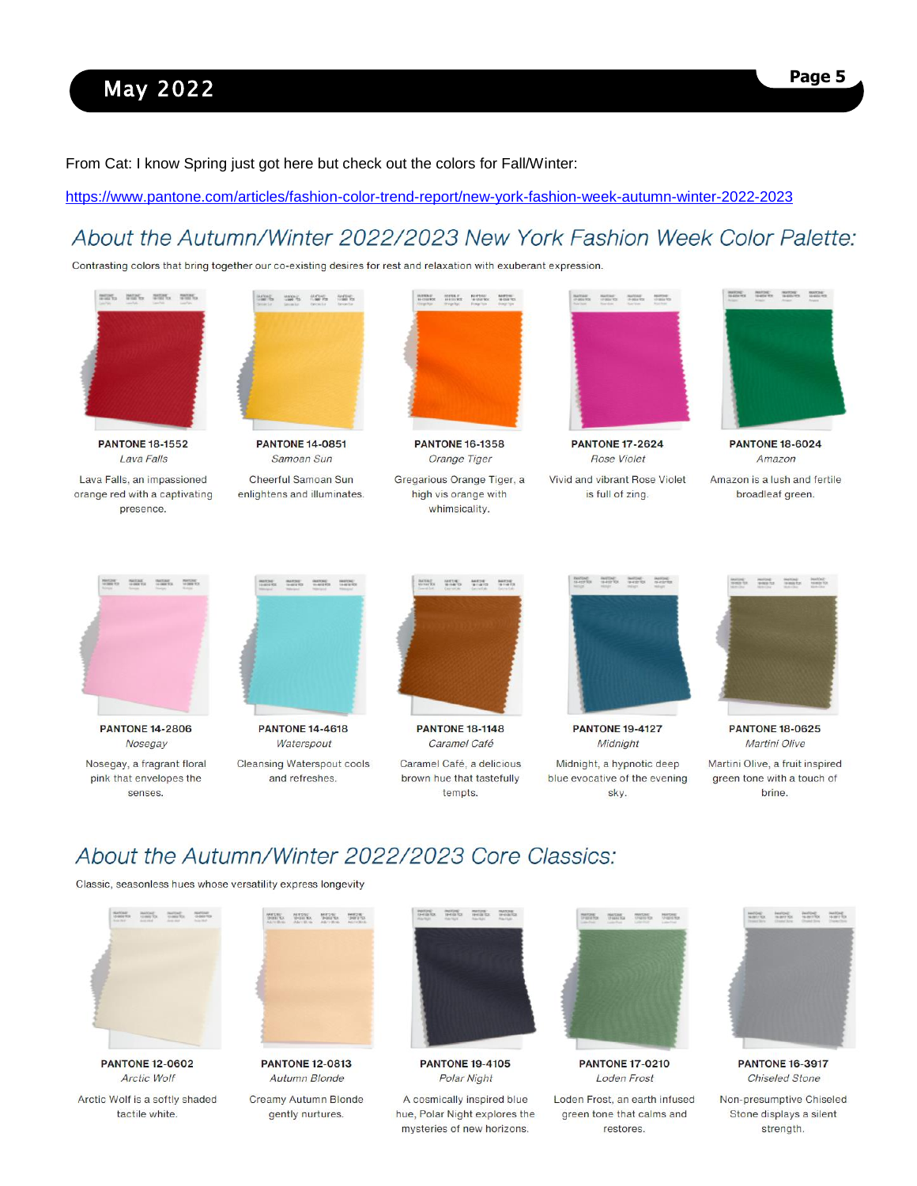From Cat: I know Spring just got here but check out the colors for Fall/Winter:

https://www.pantone.com/articles/fashion-color-trend-report/new-york-fashion-week-autumn-winter-2022-2023

## About the Autumn/Winter 2022/2023 New York Fashion Week Color Palette:

Contrasting colors that bring together our co-existing desires for rest and relaxation with exuberant expression.

**PANTONE 18-1552**
*Lava Falls*
Lava Falls, an impassioned orange red with a captivating presence.

**PANTONE 14-0851**
*Samoan Sun*
Cheerful Samoan Sun enlightens and illuminates.

**PANTONE 16-1358**
*Orange Tiger*
Gregarious Orange Tiger, a high vis orange with whimsicality.

**PANTONE 17-2624**
*Rose Violet*
Vivid and vibrant Rose Violet is full of zing.

**PANTONE 18-6024**
*Amazon*
Amazon is a lush and fertile broadleaf green.

**PANTONE 14-2806**
*Nosegay*
Nosegay, a fragrant floral pink that envelopes the senses.

**PANTONE 14-4618**
*Waterspout*
Cleansing Waterspout cools and refreshes.

**PANTONE 18-1148**
*Caramel Café*
Caramel Café, a delicious brown hue that tastefully tempts.

**PANTONE 19-4127**
*Midnight*
Midnight, a hypnotic deep blue evocative of the evening sky.

**PANTONE 18-0625**
*Martini Olive*
Martini Olive, a fruit inspired green tone with a touch of brine.

## About the Autumn/Winter 2022/2023 Core Classics:

Classic, seasonless hues whose versatility express longevity

**PANTONE 12-0602**
*Arctic Wolf*
Arctic Wolf is a softly shaded tactile white.

**PANTONE 12-0813**
*Autumn Blonde*
Creamy Autumn Blonde gently nurtures.

**PANTONE 19-4105**
*Polar Night*
A cosmically inspired blue hue, Polar Night explores the mysteries of new horizons.

**PANTONE 17-0210**
*Loden Frost*
Loden Frost, an earth infused green tone that calms and restores.

**PANTONE 16-3917**
*Chiseled Stone*
Non-presumptive Chiseled Stone displays a silent strength.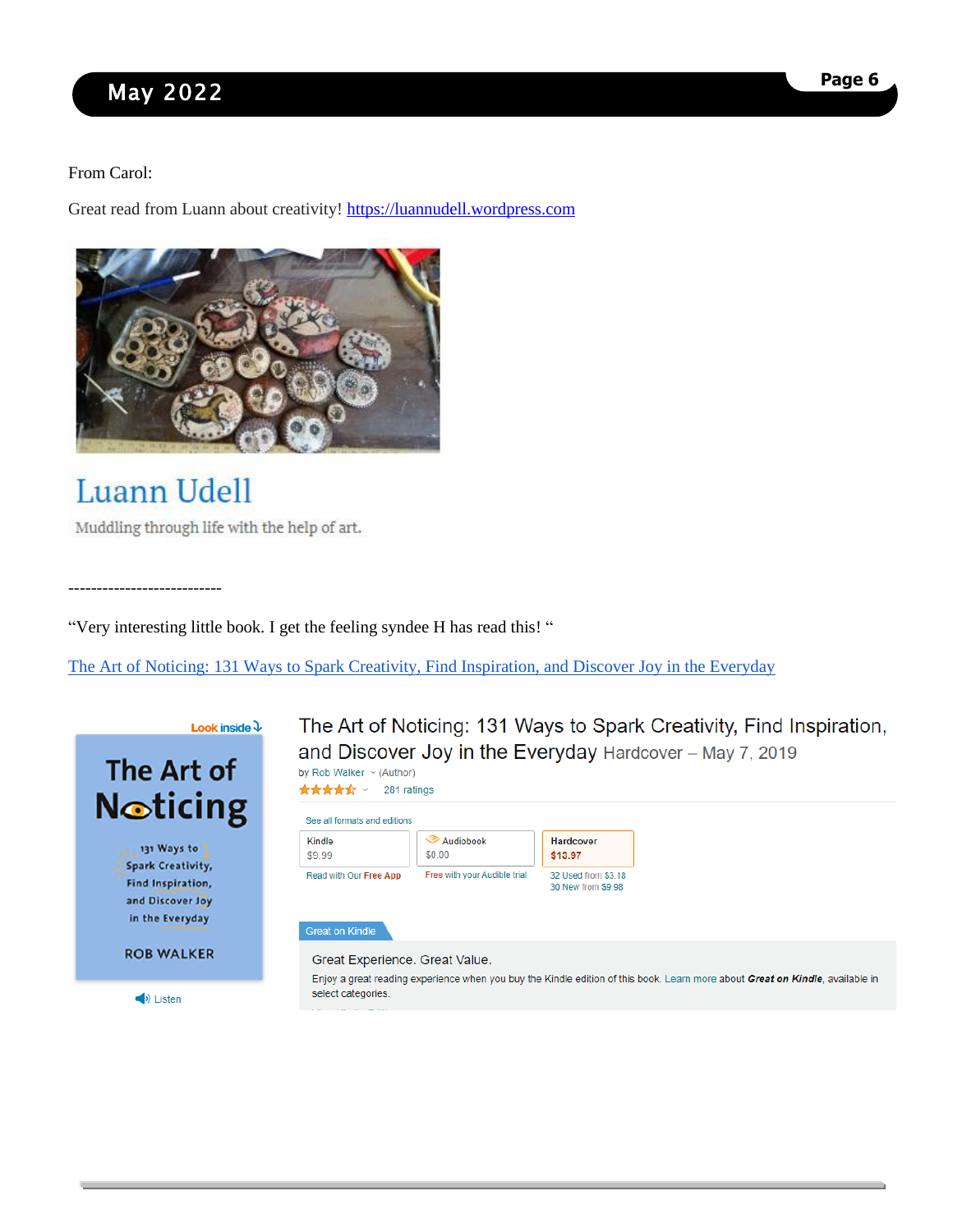From Carol:

Great read from Luann about creativity! [https://luannudell.wordpress.com](https://luannudell.wordpress.com)

Luann Udell

Muddling through life with the help of art.

---------------------------

“Very interesting little book. I get the feeling syndee H has read this! “

[The Art of Noticing: 131 Ways to Spark Creativity, Find Inspiration, and Discover Joy in the Everyday](#)

Look inside

The Art of Noticing

131 Ways to Spark Creativity, Find Inspiration, and Discover Joy in the Everyday

ROB WALKER

Listen

The Art of Noticing: 131 Ways to Spark Creativity, Find Inspiration, and Discover Joy in the Everyday Hardcover – May 7, 2019

by Rob Walker (Author)

281 ratings

See all formats and editions

| Kindle | Audiobook | Hardcover |
| --- | --- | --- |
| $9.99 | $0.00 | $13.97 |
| Read with Our Free App | Free with your Audible trial | 32 Used from $3.18<br>30 New from $9.98 |

Great on Kindle

Great Experience. Great Value.

Enjoy a great reading experience when you buy the Kindle edition of this book. Learn more about ***Great on Kindle***, available in select categories.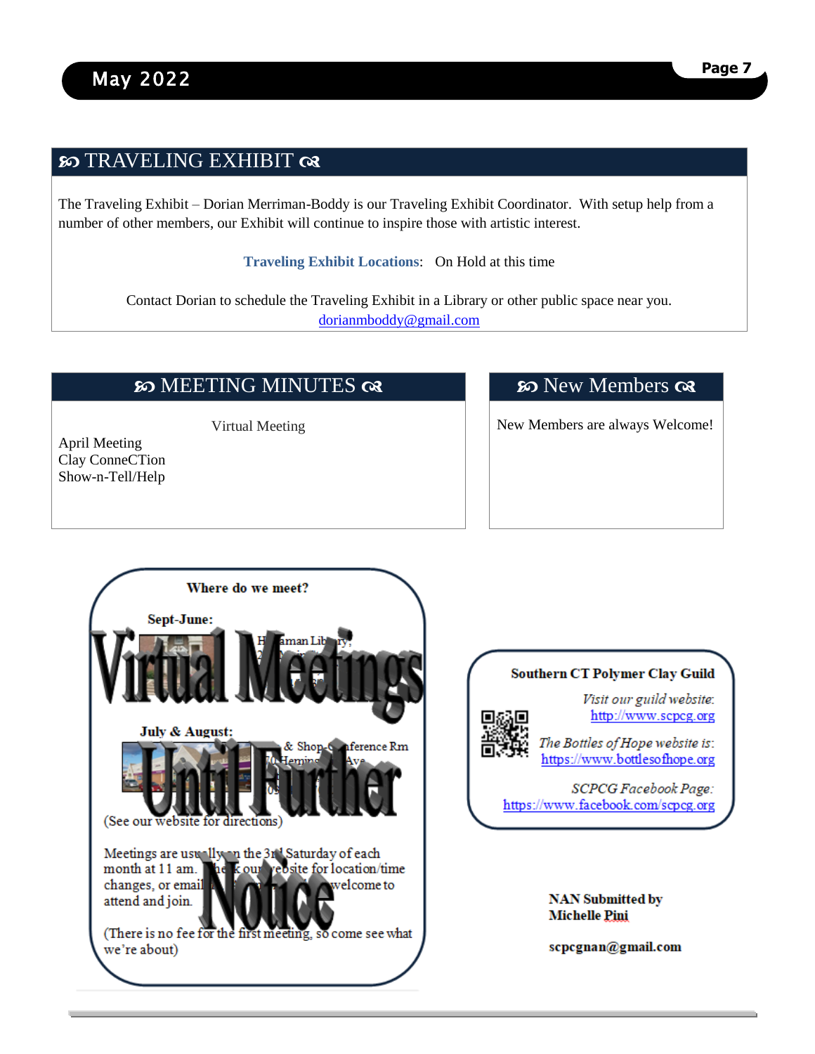## ౩ TRAVELING EXHIBIT ௐ

The Traveling Exhibit – Dorian Merriman-Boddy is our Traveling Exhibit Coordinator. With setup help from a number of other members, our Exhibit will continue to inspire those with artistic interest.

**Traveling Exhibit Locations**: On Hold at this time

Contact Dorian to schedule the Traveling Exhibit in a Library or other public space near you.
dorianmboddy@gmail.com

## ౩ MEETING MINUTES ௐ

Virtual Meeting

April Meeting
Clay ConneCTion
Show-n-Tell/Help

## ౩ New Members ௐ

New Members are always Welcome!

**Where do we meet?**

**Sept-June:**

Virtual Meetings

H...man Library,
2...

**July & August:**

Until Further

& Shop...ference Rm
...0 Heming... Ave
...03

(See our website for directions)

Meetings are usually on the 3rd Saturday of each month at 11 am. Check our website for location/time changes, or email ... welcome to attend and join.

Notice

(There is no fee for the first meeting, so come see what we're about)

**Southern CT Polymer Clay Guild**

*Visit our guild website:*
http://www.scpcg.org

*The Bottles of Hope website is:*
https://www.bottlesofhope.org

*SCPCG Facebook Page:*
https://www.facebook.com/scpcg.org

**NAN Submitted by Michelle Pini**

**scpcgnan@gmail.com**